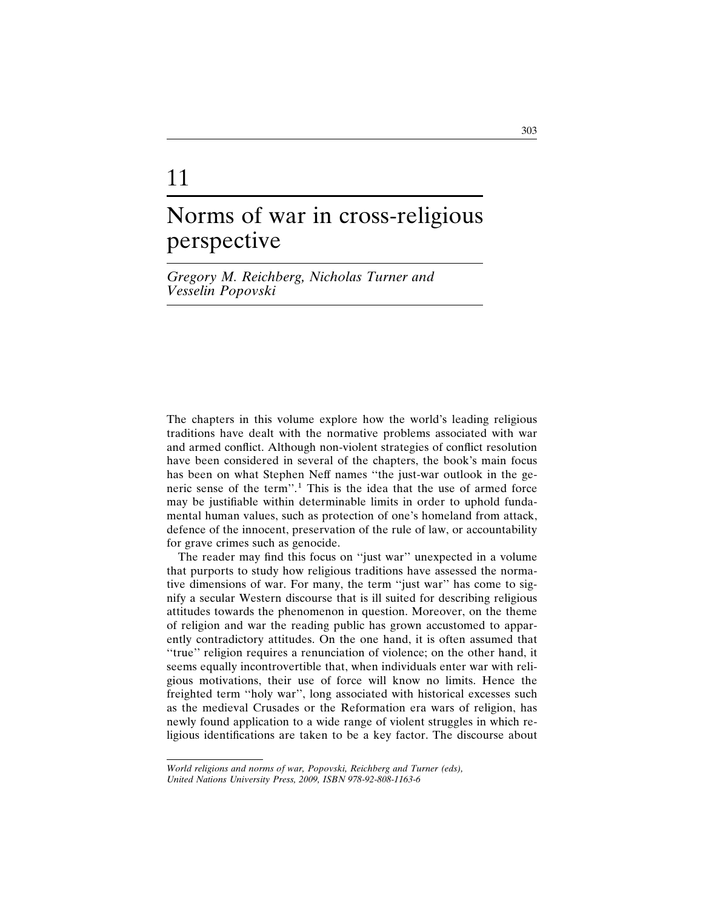# 11

# Norms of war in cross-religious perspective

*Gregory M. Reichberg, Nicholas Turner and Vesselin Popovski*

The chapters in this volume explore how the world's leading religious traditions have dealt with the normative problems associated with war and armed conflict. Although non-violent strategies of conflict resolution have been considered in several of the chapters, the book's main focus has been on what Stephen Neff names "the just-war outlook in the generic sense of the term".[1] This is the idea that the use of armed force may be justifiable within determinable limits in order to uphold fundamental human values, such as protection of one's homeland from attack, defence of the innocent, preservation of the rule of law, or accountability for grave crimes such as genocide.

The reader may find this focus on "just war" unexpected in a volume that purports to study how religious traditions have assessed the normative dimensions of war. For many, the term "just war" has come to signify a secular Western discourse that is ill suited for describing religious attitudes towards the phenomenon in question. Moreover, on the theme of religion and war the reading public has grown accustomed to apparently contradictory attitudes. On the one hand, it is often assumed that "true" religion requires a renunciation of violence; on the other hand, it seems equally incontrovertible that, when individuals enter war with religious motivations, their use of force will know no limits. Hence the freighted term "holy war", long associated with historical excesses such as the medieval Crusades or the Reformation era wars of religion, has newly found application to a wide range of violent struggles in which religious identifications are taken to be a key factor. The discourse about

*World religions and norms of war, Popovski, Reichberg and Turner (eds), United Nations University Press, 2009, ISBN 978-92-808-1163-6*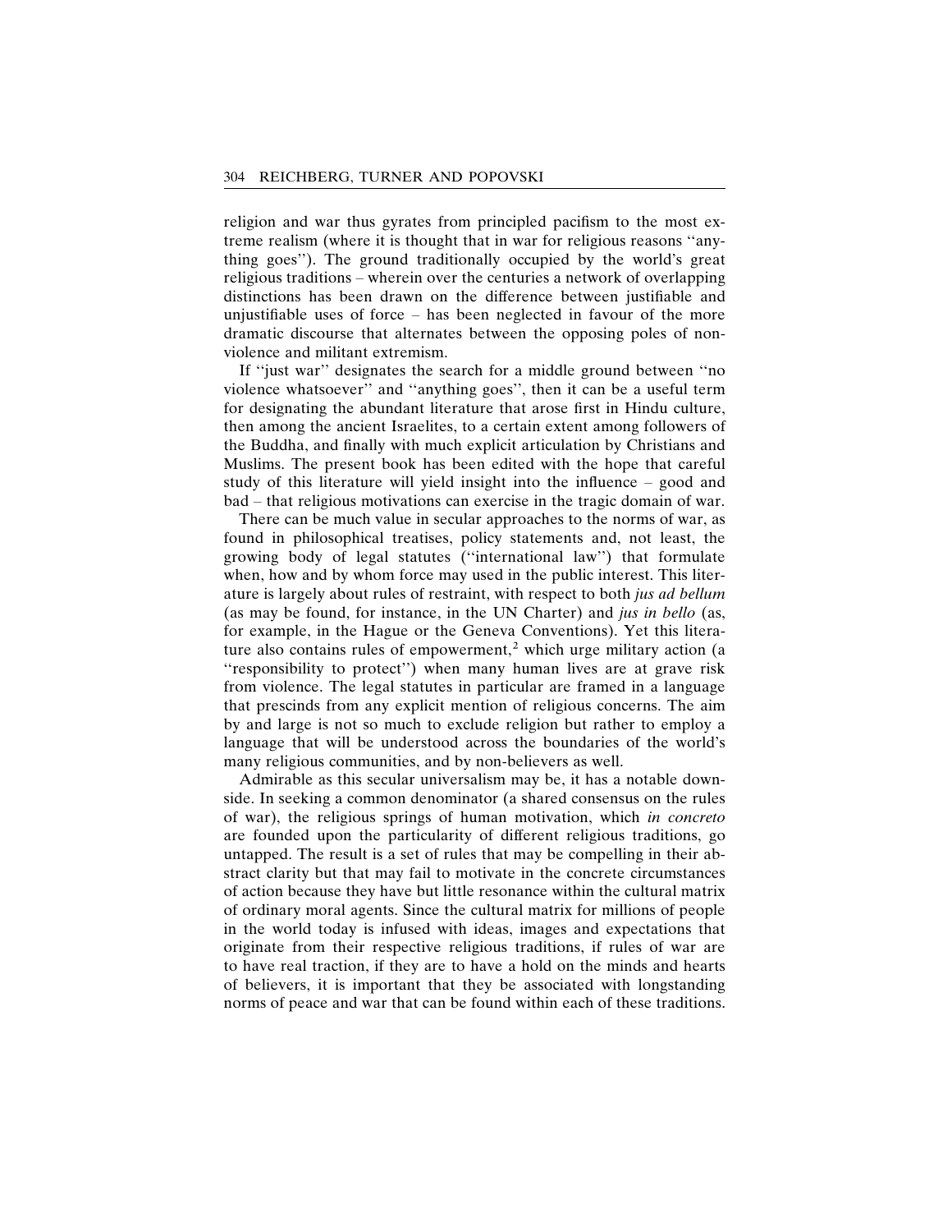religion and war thus gyrates from principled pacifism to the most extreme realism (where it is thought that in war for religious reasons ''anything goes''). The ground traditionally occupied by the world's great religious traditions – wherein over the centuries a network of overlapping distinctions has been drawn on the difference between justifiable and unjustifiable uses of force – has been neglected in favour of the more dramatic discourse that alternates between the opposing poles of nonviolence and militant extremism.

If ''just war'' designates the search for a middle ground between ''no violence whatsoever'' and ''anything goes'', then it can be a useful term for designating the abundant literature that arose first in Hindu culture, then among the ancient Israelites, to a certain extent among followers of the Buddha, and finally with much explicit articulation by Christians and Muslims. The present book has been edited with the hope that careful study of this literature will yield insight into the influence – good and bad – that religious motivations can exercise in the tragic domain of war.

There can be much value in secular approaches to the norms of war, as found in philosophical treatises, policy statements and, not least, the growing body of legal statutes (''international law'') that formulate when, how and by whom force may used in the public interest. This literature is largely about rules of restraint, with respect to both *jus ad bellum* (as may be found, for instance, in the UN Charter) and *jus in bello* (as, for example, in the Hague or the Geneva Conventions). Yet this literature also contains rules of empowerment,[2] which urge military action (a ''responsibility to protect'') when many human lives are at grave risk from violence. The legal statutes in particular are framed in a language that prescinds from any explicit mention of religious concerns. The aim by and large is not so much to exclude religion but rather to employ a language that will be understood across the boundaries of the world's many religious communities, and by non-believers as well.

Admirable as this secular universalism may be, it has a notable downside. In seeking a common denominator (a shared consensus on the rules of war), the religious springs of human motivation, which *in concreto* are founded upon the particularity of different religious traditions, go untapped. The result is a set of rules that may be compelling in their abstract clarity but that may fail to motivate in the concrete circumstances of action because they have but little resonance within the cultural matrix of ordinary moral agents. Since the cultural matrix for millions of people in the world today is infused with ideas, images and expectations that originate from their respective religious traditions, if rules of war are to have real traction, if they are to have a hold on the minds and hearts of believers, it is important that they be associated with longstanding norms of peace and war that can be found within each of these traditions.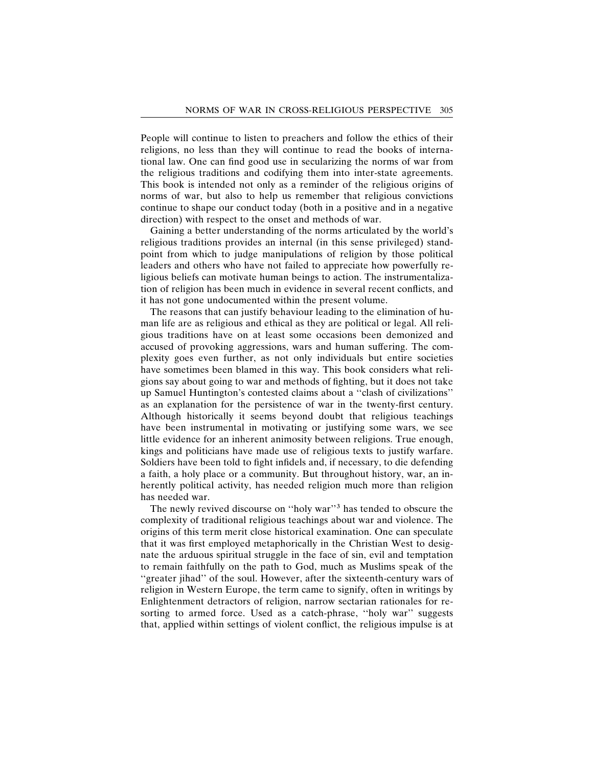People will continue to listen to preachers and follow the ethics of their religions, no less than they will continue to read the books of international law. One can find good use in secularizing the norms of war from the religious traditions and codifying them into inter-state agreements. This book is intended not only as a reminder of the religious origins of norms of war, but also to help us remember that religious convictions continue to shape our conduct today (both in a positive and in a negative direction) with respect to the onset and methods of war.

Gaining a better understanding of the norms articulated by the world's religious traditions provides an internal (in this sense privileged) standpoint from which to judge manipulations of religion by those political leaders and others who have not failed to appreciate how powerfully religious beliefs can motivate human beings to action. The instrumentalization of religion has been much in evidence in several recent conflicts, and it has not gone undocumented within the present volume.

The reasons that can justify behaviour leading to the elimination of human life are as religious and ethical as they are political or legal. All religious traditions have on at least some occasions been demonized and accused of provoking aggressions, wars and human suffering. The complexity goes even further, as not only individuals but entire societies have sometimes been blamed in this way. This book considers what religions say about going to war and methods of fighting, but it does not take up Samuel Huntington's contested claims about a "clash of civilizations" as an explanation for the persistence of war in the twenty-first century. Although historically it seems beyond doubt that religious teachings have been instrumental in motivating or justifying some wars, we see little evidence for an inherent animosity between religions. True enough, kings and politicians have made use of religious texts to justify warfare. Soldiers have been told to fight infidels and, if necessary, to die defending a faith, a holy place or a community. But throughout history, war, an inherently political activity, has needed religion much more than religion has needed war.

The newly revived discourse on "holy war"[3] has tended to obscure the complexity of traditional religious teachings about war and violence. The origins of this term merit close historical examination. One can speculate that it was first employed metaphorically in the Christian West to designate the arduous spiritual struggle in the face of sin, evil and temptation to remain faithfully on the path to God, much as Muslims speak of the "greater jihad" of the soul. However, after the sixteenth-century wars of religion in Western Europe, the term came to signify, often in writings by Enlightenment detractors of religion, narrow sectarian rationales for resorting to armed force. Used as a catch-phrase, "holy war" suggests that, applied within settings of violent conflict, the religious impulse is at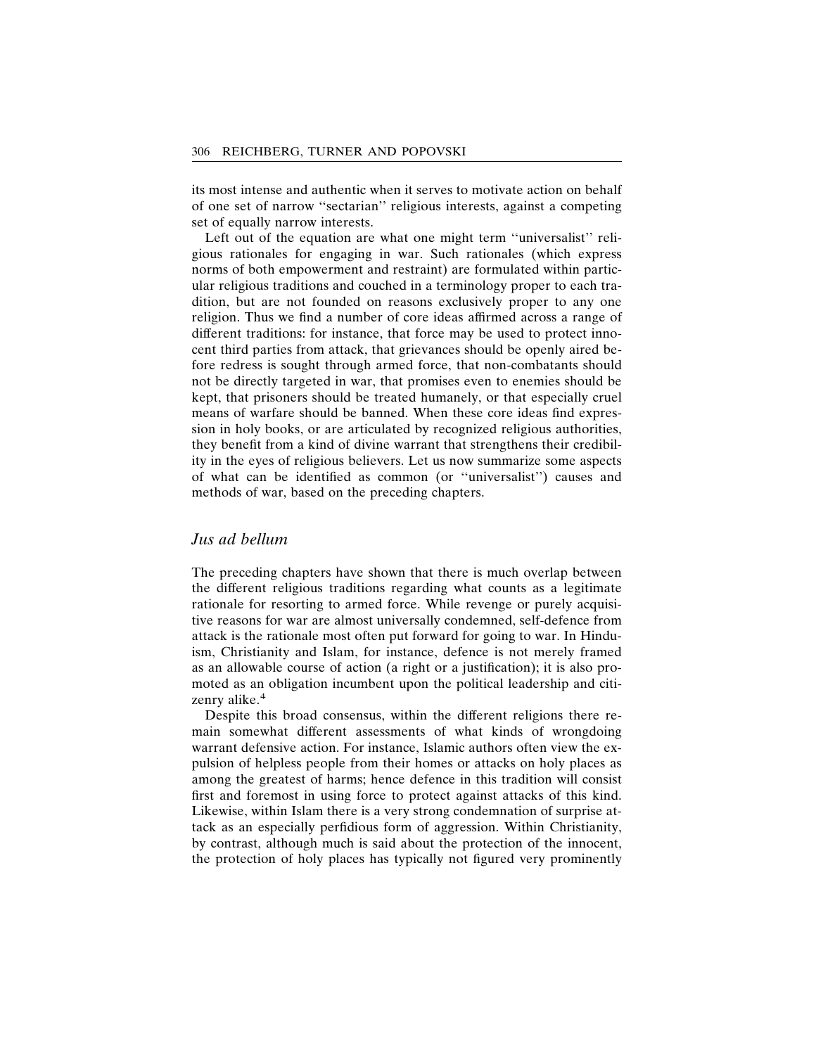its most intense and authentic when it serves to motivate action on behalf of one set of narrow ''sectarian'' religious interests, against a competing set of equally narrow interests.

Left out of the equation are what one might term ''universalist'' religious rationales for engaging in war. Such rationales (which express norms of both empowerment and restraint) are formulated within particular religious traditions and couched in a terminology proper to each tradition, but are not founded on reasons exclusively proper to any one religion. Thus we find a number of core ideas affirmed across a range of different traditions: for instance, that force may be used to protect innocent third parties from attack, that grievances should be openly aired before redress is sought through armed force, that non-combatants should not be directly targeted in war, that promises even to enemies should be kept, that prisoners should be treated humanely, or that especially cruel means of warfare should be banned. When these core ideas find expression in holy books, or are articulated by recognized religious authorities, they benefit from a kind of divine warrant that strengthens their credibility in the eyes of religious believers. Let us now summarize some aspects of what can be identified as common (or ''universalist'') causes and methods of war, based on the preceding chapters.

## *Jus ad bellum*

The preceding chapters have shown that there is much overlap between the different religious traditions regarding what counts as a legitimate rationale for resorting to armed force. While revenge or purely acquisitive reasons for war are almost universally condemned, self-defence from attack is the rationale most often put forward for going to war. In Hinduism, Christianity and Islam, for instance, defence is not merely framed as an allowable course of action (a right or a justification); it is also promoted as an obligation incumbent upon the political leadership and citizenry alike.[4]

Despite this broad consensus, within the different religions there remain somewhat different assessments of what kinds of wrongdoing warrant defensive action. For instance, Islamic authors often view the expulsion of helpless people from their homes or attacks on holy places as among the greatest of harms; hence defence in this tradition will consist first and foremost in using force to protect against attacks of this kind. Likewise, within Islam there is a very strong condemnation of surprise attack as an especially perfidious form of aggression. Within Christianity, by contrast, although much is said about the protection of the innocent, the protection of holy places has typically not figured very prominently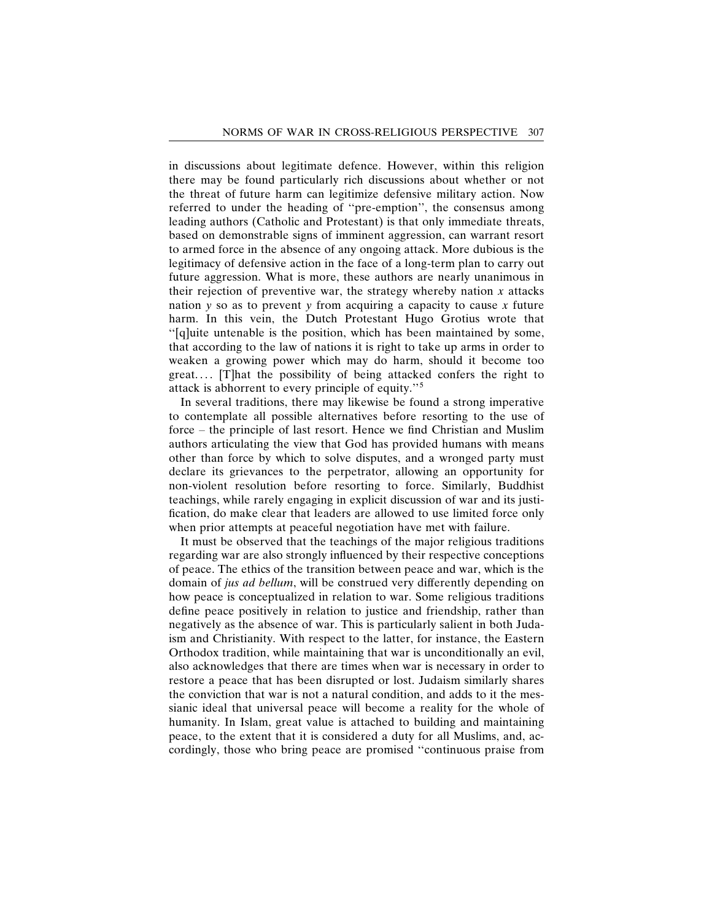in discussions about legitimate defence. However, within this religion there may be found particularly rich discussions about whether or not the threat of future harm can legitimize defensive military action. Now referred to under the heading of "pre-emption", the consensus among leading authors (Catholic and Protestant) is that only immediate threats, based on demonstrable signs of imminent aggression, can warrant resort to armed force in the absence of any ongoing attack. More dubious is the legitimacy of defensive action in the face of a long-term plan to carry out future aggression. What is more, these authors are nearly unanimous in their rejection of preventive war, the strategy whereby nation *x* attacks nation *y* so as to prevent *y* from acquiring a capacity to cause *x* future harm. In this vein, the Dutch Protestant Hugo Grotius wrote that "[q]uite untenable is the position, which has been maintained by some, that according to the law of nations it is right to take up arms in order to weaken a growing power which may do harm, should it become too great.... [T]hat the possibility of being attacked confers the right to attack is abhorrent to every principle of equity."[5]

In several traditions, there may likewise be found a strong imperative to contemplate all possible alternatives before resorting to the use of force – the principle of last resort. Hence we find Christian and Muslim authors articulating the view that God has provided humans with means other than force by which to solve disputes, and a wronged party must declare its grievances to the perpetrator, allowing an opportunity for non-violent resolution before resorting to force. Similarly, Buddhist teachings, while rarely engaging in explicit discussion of war and its justification, do make clear that leaders are allowed to use limited force only when prior attempts at peaceful negotiation have met with failure.

It must be observed that the teachings of the major religious traditions regarding war are also strongly influenced by their respective conceptions of peace. The ethics of the transition between peace and war, which is the domain of *jus ad bellum*, will be construed very differently depending on how peace is conceptualized in relation to war. Some religious traditions define peace positively in relation to justice and friendship, rather than negatively as the absence of war. This is particularly salient in both Judaism and Christianity. With respect to the latter, for instance, the Eastern Orthodox tradition, while maintaining that war is unconditionally an evil, also acknowledges that there are times when war is necessary in order to restore a peace that has been disrupted or lost. Judaism similarly shares the conviction that war is not a natural condition, and adds to it the messianic ideal that universal peace will become a reality for the whole of humanity. In Islam, great value is attached to building and maintaining peace, to the extent that it is considered a duty for all Muslims, and, accordingly, those who bring peace are promised "continuous praise from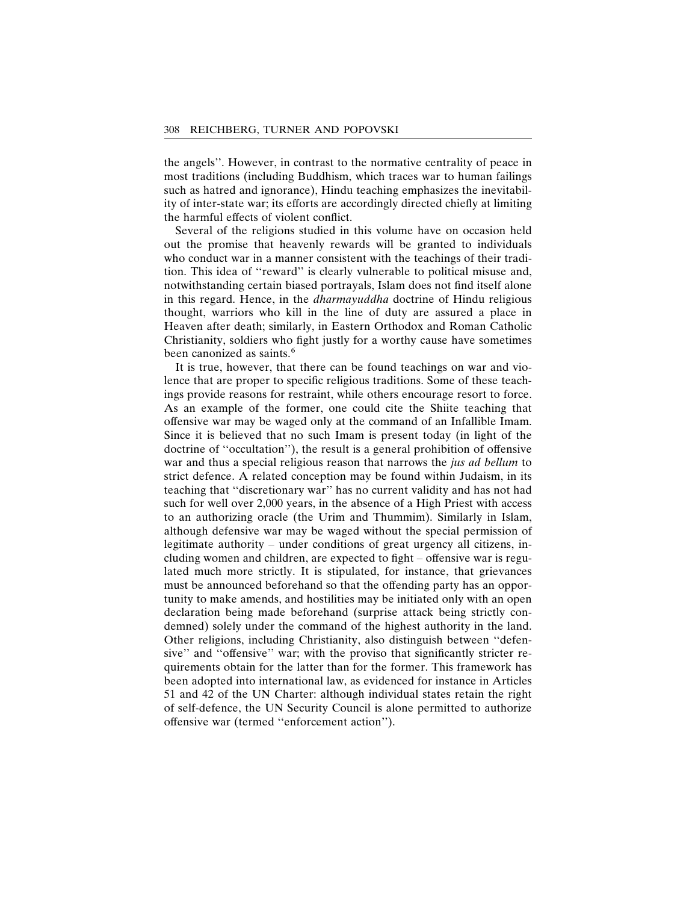the angels''. However, in contrast to the normative centrality of peace in most traditions (including Buddhism, which traces war to human failings such as hatred and ignorance), Hindu teaching emphasizes the inevitability of inter-state war; its efforts are accordingly directed chiefly at limiting the harmful effects of violent conflict.

Several of the religions studied in this volume have on occasion held out the promise that heavenly rewards will be granted to individuals who conduct war in a manner consistent with the teachings of their tradition. This idea of ''reward'' is clearly vulnerable to political misuse and, notwithstanding certain biased portrayals, Islam does not find itself alone in this regard. Hence, in the *dharmayuddha* doctrine of Hindu religious thought, warriors who kill in the line of duty are assured a place in Heaven after death; similarly, in Eastern Orthodox and Roman Catholic Christianity, soldiers who fight justly for a worthy cause have sometimes been canonized as saints.[6]

It is true, however, that there can be found teachings on war and violence that are proper to specific religious traditions. Some of these teachings provide reasons for restraint, while others encourage resort to force. As an example of the former, one could cite the Shiite teaching that offensive war may be waged only at the command of an Infallible Imam. Since it is believed that no such Imam is present today (in light of the doctrine of ''occultation''), the result is a general prohibition of offensive war and thus a special religious reason that narrows the *jus ad bellum* to strict defence. A related conception may be found within Judaism, in its teaching that ''discretionary war'' has no current validity and has not had such for well over 2,000 years, in the absence of a High Priest with access to an authorizing oracle (the Urim and Thummim). Similarly in Islam, although defensive war may be waged without the special permission of legitimate authority – under conditions of great urgency all citizens, including women and children, are expected to fight – offensive war is regulated much more strictly. It is stipulated, for instance, that grievances must be announced beforehand so that the offending party has an opportunity to make amends, and hostilities may be initiated only with an open declaration being made beforehand (surprise attack being strictly condemned) solely under the command of the highest authority in the land. Other religions, including Christianity, also distinguish between ''defensive'' and ''offensive'' war; with the proviso that significantly stricter requirements obtain for the latter than for the former. This framework has been adopted into international law, as evidenced for instance in Articles 51 and 42 of the UN Charter: although individual states retain the right of self-defence, the UN Security Council is alone permitted to authorize offensive war (termed ''enforcement action'').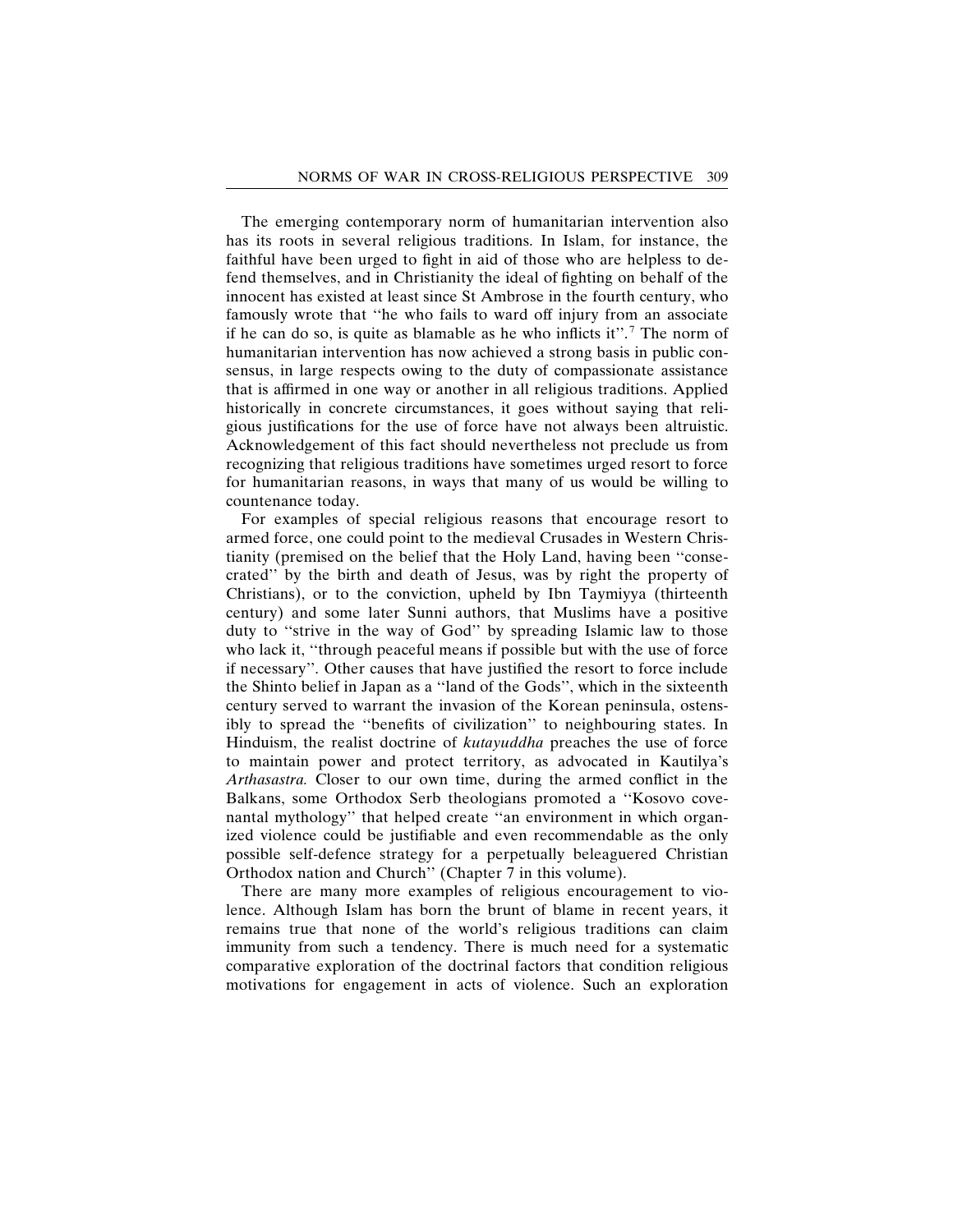The emerging contemporary norm of humanitarian intervention also has its roots in several religious traditions. In Islam, for instance, the faithful have been urged to fight in aid of those who are helpless to defend themselves, and in Christianity the ideal of fighting on behalf of the innocent has existed at least since St Ambrose in the fourth century, who famously wrote that "he who fails to ward off injury from an associate if he can do so, is quite as blamable as he who inflicts it".[7] The norm of humanitarian intervention has now achieved a strong basis in public consensus, in large respects owing to the duty of compassionate assistance that is affirmed in one way or another in all religious traditions. Applied historically in concrete circumstances, it goes without saying that religious justifications for the use of force have not always been altruistic. Acknowledgement of this fact should nevertheless not preclude us from recognizing that religious traditions have sometimes urged resort to force for humanitarian reasons, in ways that many of us would be willing to countenance today.

For examples of special religious reasons that encourage resort to armed force, one could point to the medieval Crusades in Western Christianity (premised on the belief that the Holy Land, having been "consecrated" by the birth and death of Jesus, was by right the property of Christians), or to the conviction, upheld by Ibn Taymiyya (thirteenth century) and some later Sunni authors, that Muslims have a positive duty to "strive in the way of God" by spreading Islamic law to those who lack it, "through peaceful means if possible but with the use of force if necessary". Other causes that have justified the resort to force include the Shinto belief in Japan as a "land of the Gods", which in the sixteenth century served to warrant the invasion of the Korean peninsula, ostensibly to spread the "benefits of civilization" to neighbouring states. In Hinduism, the realist doctrine of *kutayuddha* preaches the use of force to maintain power and protect territory, as advocated in Kautilya's *Arthasastra.* Closer to our own time, during the armed conflict in the Balkans, some Orthodox Serb theologians promoted a "Kosovo covenantal mythology" that helped create "an environment in which organized violence could be justifiable and even recommendable as the only possible self-defence strategy for a perpetually beleaguered Christian Orthodox nation and Church" (Chapter 7 in this volume).

There are many more examples of religious encouragement to violence. Although Islam has born the brunt of blame in recent years, it remains true that none of the world's religious traditions can claim immunity from such a tendency. There is much need for a systematic comparative exploration of the doctrinal factors that condition religious motivations for engagement in acts of violence. Such an exploration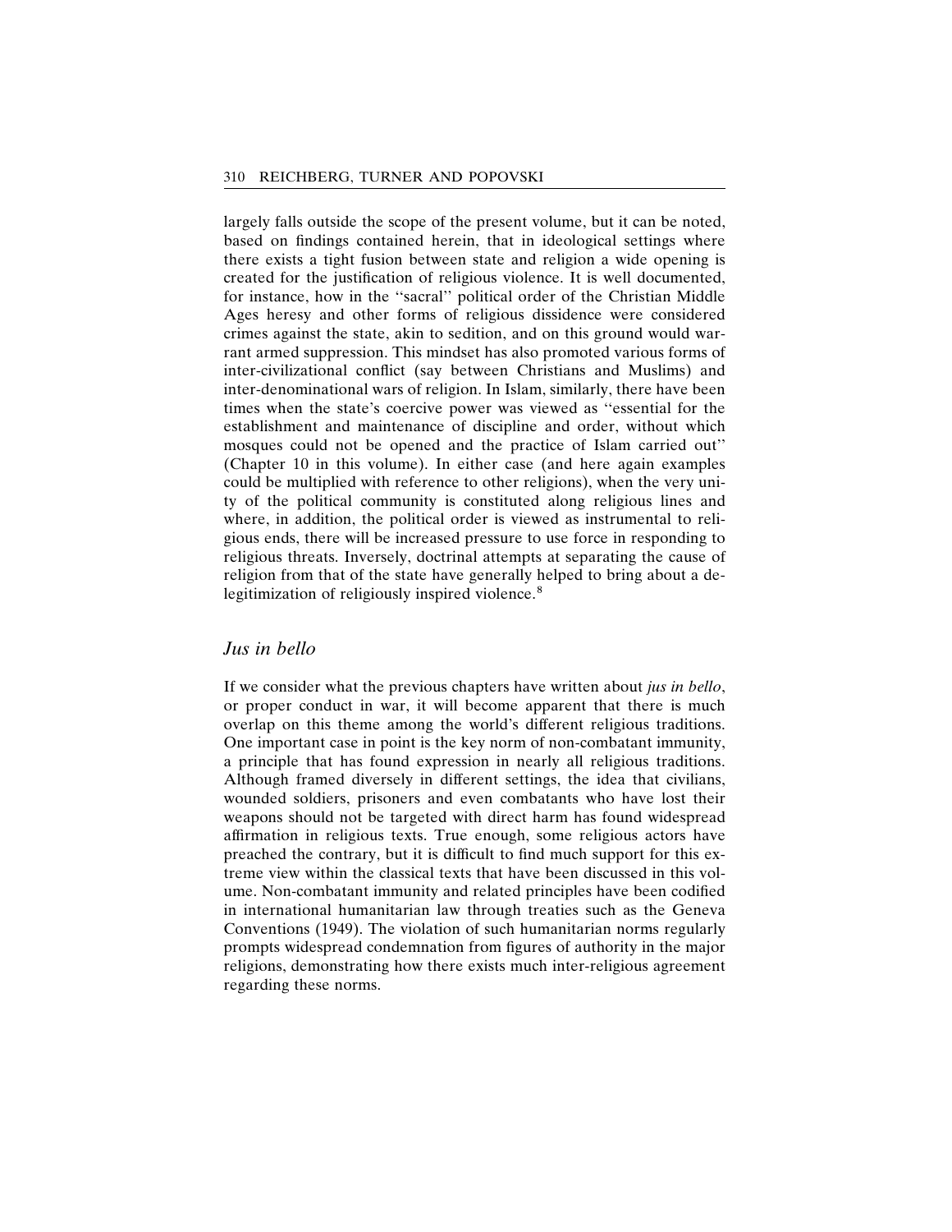largely falls outside the scope of the present volume, but it can be noted, based on findings contained herein, that in ideological settings where there exists a tight fusion between state and religion a wide opening is created for the justification of religious violence. It is well documented, for instance, how in the ''sacral'' political order of the Christian Middle Ages heresy and other forms of religious dissidence were considered crimes against the state, akin to sedition, and on this ground would warrant armed suppression. This mindset has also promoted various forms of inter-civilizational conflict (say between Christians and Muslims) and inter-denominational wars of religion. In Islam, similarly, there have been times when the state's coercive power was viewed as ''essential for the establishment and maintenance of discipline and order, without which mosques could not be opened and the practice of Islam carried out'' (Chapter 10 in this volume). In either case (and here again examples could be multiplied with reference to other religions), when the very unity of the political community is constituted along religious lines and where, in addition, the political order is viewed as instrumental to religious ends, there will be increased pressure to use force in responding to religious threats. Inversely, doctrinal attempts at separating the cause of religion from that of the state have generally helped to bring about a delegitimization of religiously inspired violence.[8]

## *Jus in bello*

If we consider what the previous chapters have written about *jus in bello*, or proper conduct in war, it will become apparent that there is much overlap on this theme among the world's different religious traditions. One important case in point is the key norm of non-combatant immunity, a principle that has found expression in nearly all religious traditions. Although framed diversely in different settings, the idea that civilians, wounded soldiers, prisoners and even combatants who have lost their weapons should not be targeted with direct harm has found widespread affirmation in religious texts. True enough, some religious actors have preached the contrary, but it is difficult to find much support for this extreme view within the classical texts that have been discussed in this volume. Non-combatant immunity and related principles have been codified in international humanitarian law through treaties such as the Geneva Conventions (1949). The violation of such humanitarian norms regularly prompts widespread condemnation from figures of authority in the major religions, demonstrating how there exists much inter-religious agreement regarding these norms.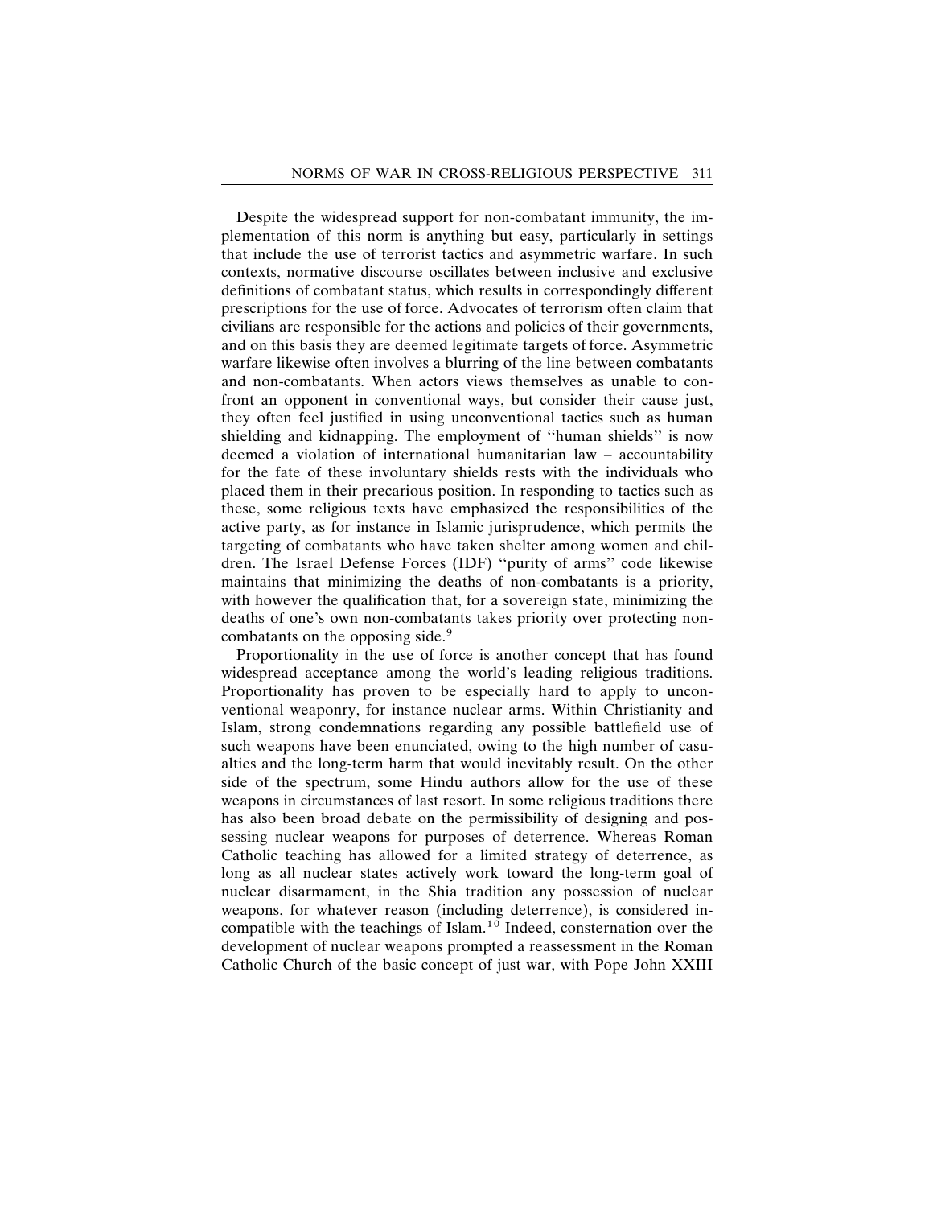Despite the widespread support for non-combatant immunity, the implementation of this norm is anything but easy, particularly in settings that include the use of terrorist tactics and asymmetric warfare. In such contexts, normative discourse oscillates between inclusive and exclusive definitions of combatant status, which results in correspondingly different prescriptions for the use of force. Advocates of terrorism often claim that civilians are responsible for the actions and policies of their governments, and on this basis they are deemed legitimate targets of force. Asymmetric warfare likewise often involves a blurring of the line between combatants and non-combatants. When actors views themselves as unable to confront an opponent in conventional ways, but consider their cause just, they often feel justified in using unconventional tactics such as human shielding and kidnapping. The employment of "human shields" is now deemed a violation of international humanitarian law – accountability for the fate of these involuntary shields rests with the individuals who placed them in their precarious position. In responding to tactics such as these, some religious texts have emphasized the responsibilities of the active party, as for instance in Islamic jurisprudence, which permits the targeting of combatants who have taken shelter among women and children. The Israel Defense Forces (IDF) "purity of arms" code likewise maintains that minimizing the deaths of non-combatants is a priority, with however the qualification that, for a sovereign state, minimizing the deaths of one's own non-combatants takes priority over protecting non-combatants on the opposing side.[9]

Proportionality in the use of force is another concept that has found widespread acceptance among the world's leading religious traditions. Proportionality has proven to be especially hard to apply to unconventional weaponry, for instance nuclear arms. Within Christianity and Islam, strong condemnations regarding any possible battlefield use of such weapons have been enunciated, owing to the high number of casualties and the long-term harm that would inevitably result. On the other side of the spectrum, some Hindu authors allow for the use of these weapons in circumstances of last resort. In some religious traditions there has also been broad debate on the permissibility of designing and possessing nuclear weapons for purposes of deterrence. Whereas Roman Catholic teaching has allowed for a limited strategy of deterrence, as long as all nuclear states actively work toward the long-term goal of nuclear disarmament, in the Shia tradition any possession of nuclear weapons, for whatever reason (including deterrence), is considered incompatible with the teachings of Islam.[10] Indeed, consternation over the development of nuclear weapons prompted a reassessment in the Roman Catholic Church of the basic concept of just war, with Pope John XXIII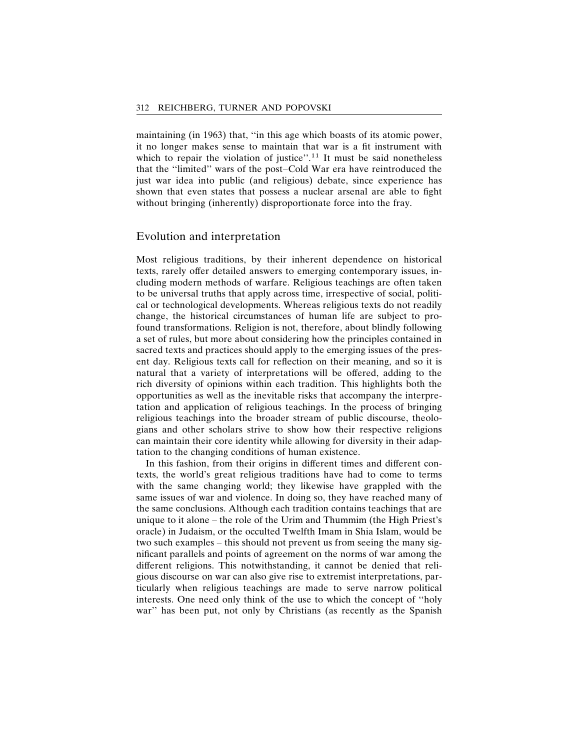maintaining (in 1963) that, "in this age which boasts of its atomic power, it no longer makes sense to maintain that war is a fit instrument with which to repair the violation of justice".[11] It must be said nonetheless that the "limited" wars of the post–Cold War era have reintroduced the just war idea into public (and religious) debate, since experience has shown that even states that possess a nuclear arsenal are able to fight without bringing (inherently) disproportionate force into the fray.

## Evolution and interpretation

Most religious traditions, by their inherent dependence on historical texts, rarely offer detailed answers to emerging contemporary issues, including modern methods of warfare. Religious teachings are often taken to be universal truths that apply across time, irrespective of social, political or technological developments. Whereas religious texts do not readily change, the historical circumstances of human life are subject to profound transformations. Religion is not, therefore, about blindly following a set of rules, but more about considering how the principles contained in sacred texts and practices should apply to the emerging issues of the present day. Religious texts call for reflection on their meaning, and so it is natural that a variety of interpretations will be offered, adding to the rich diversity of opinions within each tradition. This highlights both the opportunities as well as the inevitable risks that accompany the interpretation and application of religious teachings. In the process of bringing religious teachings into the broader stream of public discourse, theologians and other scholars strive to show how their respective religions can maintain their core identity while allowing for diversity in their adaptation to the changing conditions of human existence.

In this fashion, from their origins in different times and different contexts, the world's great religious traditions have had to come to terms with the same changing world; they likewise have grappled with the same issues of war and violence. In doing so, they have reached many of the same conclusions. Although each tradition contains teachings that are unique to it alone – the role of the Urim and Thummim (the High Priest's oracle) in Judaism, or the occulted Twelfth Imam in Shia Islam, would be two such examples – this should not prevent us from seeing the many significant parallels and points of agreement on the norms of war among the different religions. This notwithstanding, it cannot be denied that religious discourse on war can also give rise to extremist interpretations, particularly when religious teachings are made to serve narrow political interests. One need only think of the use to which the concept of "holy war" has been put, not only by Christians (as recently as the Spanish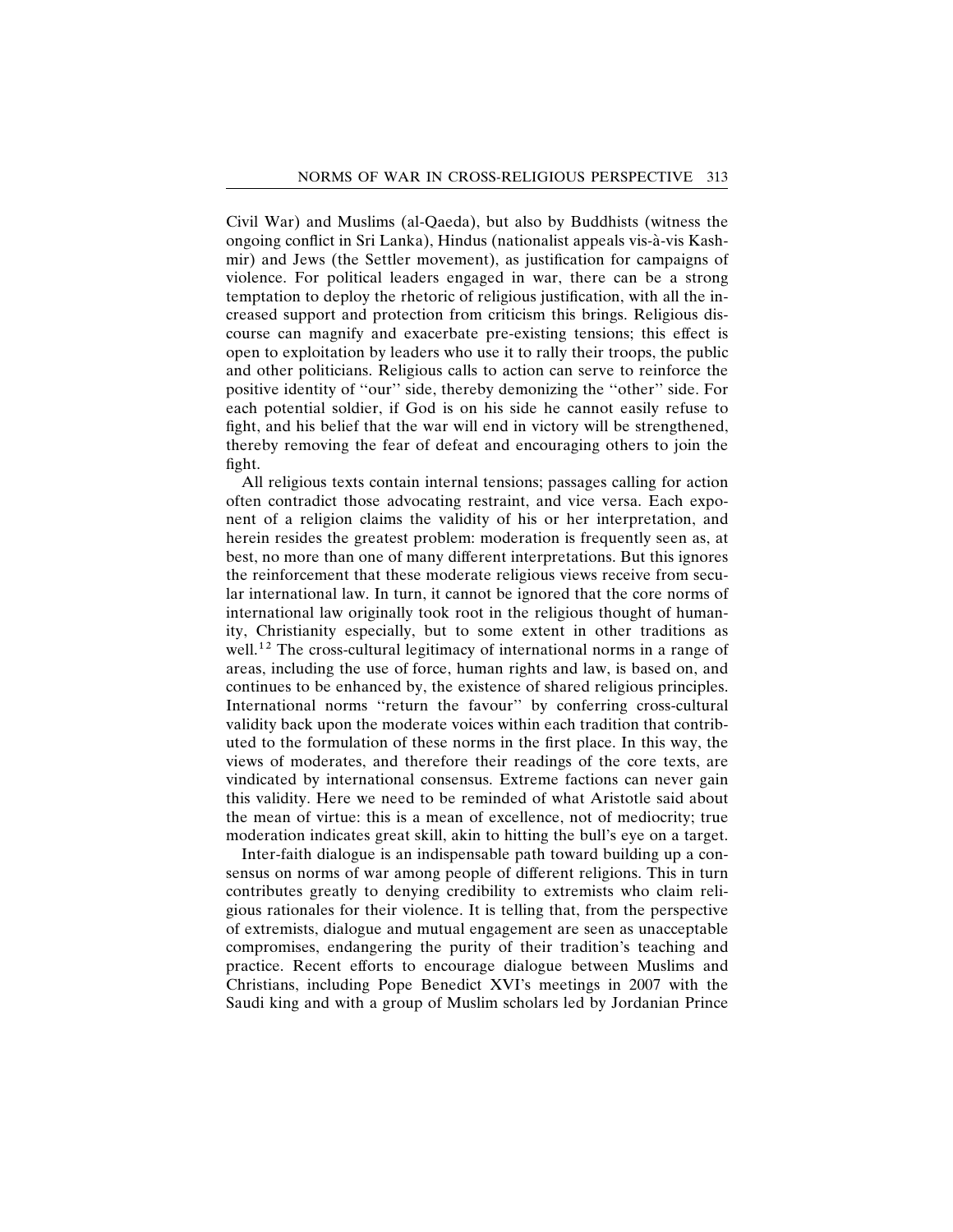Civil War) and Muslims (al-Qaeda), but also by Buddhists (witness the ongoing conflict in Sri Lanka), Hindus (nationalist appeals vis-à-vis Kashmir) and Jews (the Settler movement), as justification for campaigns of violence. For political leaders engaged in war, there can be a strong temptation to deploy the rhetoric of religious justification, with all the increased support and protection from criticism this brings. Religious discourse can magnify and exacerbate pre-existing tensions; this effect is open to exploitation by leaders who use it to rally their troops, the public and other politicians. Religious calls to action can serve to reinforce the positive identity of ''our'' side, thereby demonizing the ''other'' side. For each potential soldier, if God is on his side he cannot easily refuse to fight, and his belief that the war will end in victory will be strengthened, thereby removing the fear of defeat and encouraging others to join the fight.

All religious texts contain internal tensions; passages calling for action often contradict those advocating restraint, and vice versa. Each exponent of a religion claims the validity of his or her interpretation, and herein resides the greatest problem: moderation is frequently seen as, at best, no more than one of many different interpretations. But this ignores the reinforcement that these moderate religious views receive from secular international law. In turn, it cannot be ignored that the core norms of international law originally took root in the religious thought of humanity, Christianity especially, but to some extent in other traditions as well.[12] The cross-cultural legitimacy of international norms in a range of areas, including the use of force, human rights and law, is based on, and continues to be enhanced by, the existence of shared religious principles. International norms ''return the favour'' by conferring cross-cultural validity back upon the moderate voices within each tradition that contributed to the formulation of these norms in the first place. In this way, the views of moderates, and therefore their readings of the core texts, are vindicated by international consensus. Extreme factions can never gain this validity. Here we need to be reminded of what Aristotle said about the mean of virtue: this is a mean of excellence, not of mediocrity; true moderation indicates great skill, akin to hitting the bull's eye on a target.

Inter-faith dialogue is an indispensable path toward building up a consensus on norms of war among people of different religions. This in turn contributes greatly to denying credibility to extremists who claim religious rationales for their violence. It is telling that, from the perspective of extremists, dialogue and mutual engagement are seen as unacceptable compromises, endangering the purity of their tradition's teaching and practice. Recent efforts to encourage dialogue between Muslims and Christians, including Pope Benedict XVI's meetings in 2007 with the Saudi king and with a group of Muslim scholars led by Jordanian Prince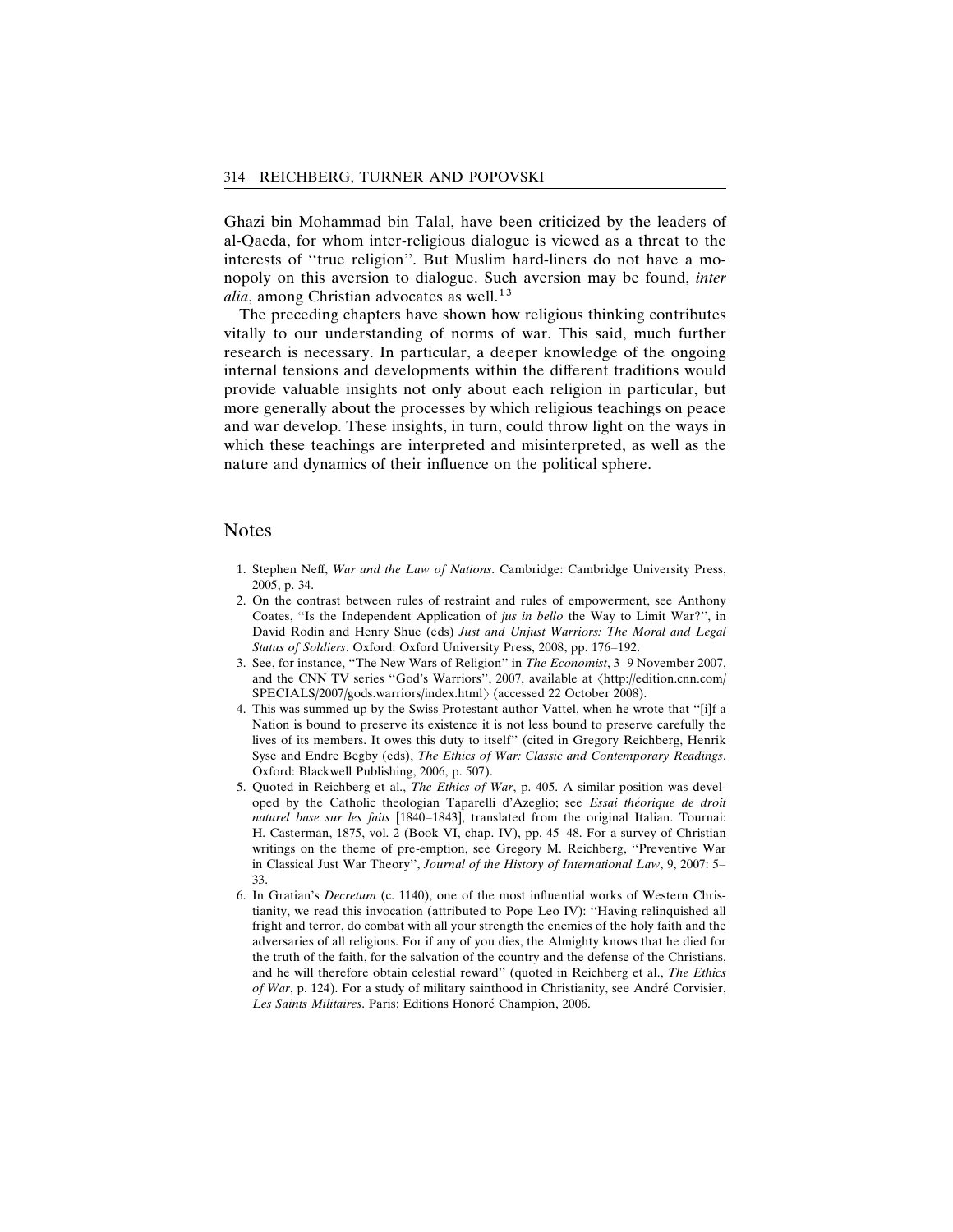Ghazi bin Mohammad bin Talal, have been criticized by the leaders of al-Qaeda, for whom inter-religious dialogue is viewed as a threat to the interests of "true religion". But Muslim hard-liners do not have a monopoly on this aversion to dialogue. Such aversion may be found, *inter alia*, among Christian advocates as well.[13]

The preceding chapters have shown how religious thinking contributes vitally to our understanding of norms of war. This said, much further research is necessary. In particular, a deeper knowledge of the ongoing internal tensions and developments within the different traditions would provide valuable insights not only about each religion in particular, but more generally about the processes by which religious teachings on peace and war develop. These insights, in turn, could throw light on the ways in which these teachings are interpreted and misinterpreted, as well as the nature and dynamics of their influence on the political sphere.

## Notes

1. Stephen Neff, *War and the Law of Nations*. Cambridge: Cambridge University Press, 2005, p. 34.
2. On the contrast between rules of restraint and rules of empowerment, see Anthony Coates, "Is the Independent Application of *jus in bello* the Way to Limit War?", in David Rodin and Henry Shue (eds) *Just and Unjust Warriors: The Moral and Legal Status of Soldiers*. Oxford: Oxford University Press, 2008, pp. 176–192.
3. See, for instance, "The New Wars of Religion" in *The Economist*, 3–9 November 2007, and the CNN TV series "God's Warriors", 2007, available at ⟨http://edition.cnn.com/SPECIALS/2007/gods.warriors/index.html⟩ (accessed 22 October 2008).
4. This was summed up by the Swiss Protestant author Vattel, when he wrote that "[i]f a Nation is bound to preserve its existence it is not less bound to preserve carefully the lives of its members. It owes this duty to itself" (cited in Gregory Reichberg, Henrik Syse and Endre Begby (eds), *The Ethics of War: Classic and Contemporary Readings*. Oxford: Blackwell Publishing, 2006, p. 507).
5. Quoted in Reichberg et al., *The Ethics of War*, p. 405. A similar position was developed by the Catholic theologian Taparelli d'Azeglio; see *Essai théorique de droit naturel base sur les faits* [1840–1843], translated from the original Italian. Tournai: H. Casterman, 1875, vol. 2 (Book VI, chap. IV), pp. 45–48. For a survey of Christian writings on the theme of pre-emption, see Gregory M. Reichberg, "Preventive War in Classical Just War Theory", *Journal of the History of International Law*, 9, 2007: 5–33.
6. In Gratian's *Decretum* (c. 1140), one of the most influential works of Western Christianity, we read this invocation (attributed to Pope Leo IV): "Having relinquished all fright and terror, do combat with all your strength the enemies of the holy faith and the adversaries of all religions. For if any of you dies, the Almighty knows that he died for the truth of the faith, for the salvation of the country and the defense of the Christians, and he will therefore obtain celestial reward" (quoted in Reichberg et al., *The Ethics of War*, p. 124). For a study of military sainthood in Christianity, see André Corvisier, *Les Saints Militaires*. Paris: Editions Honoré Champion, 2006.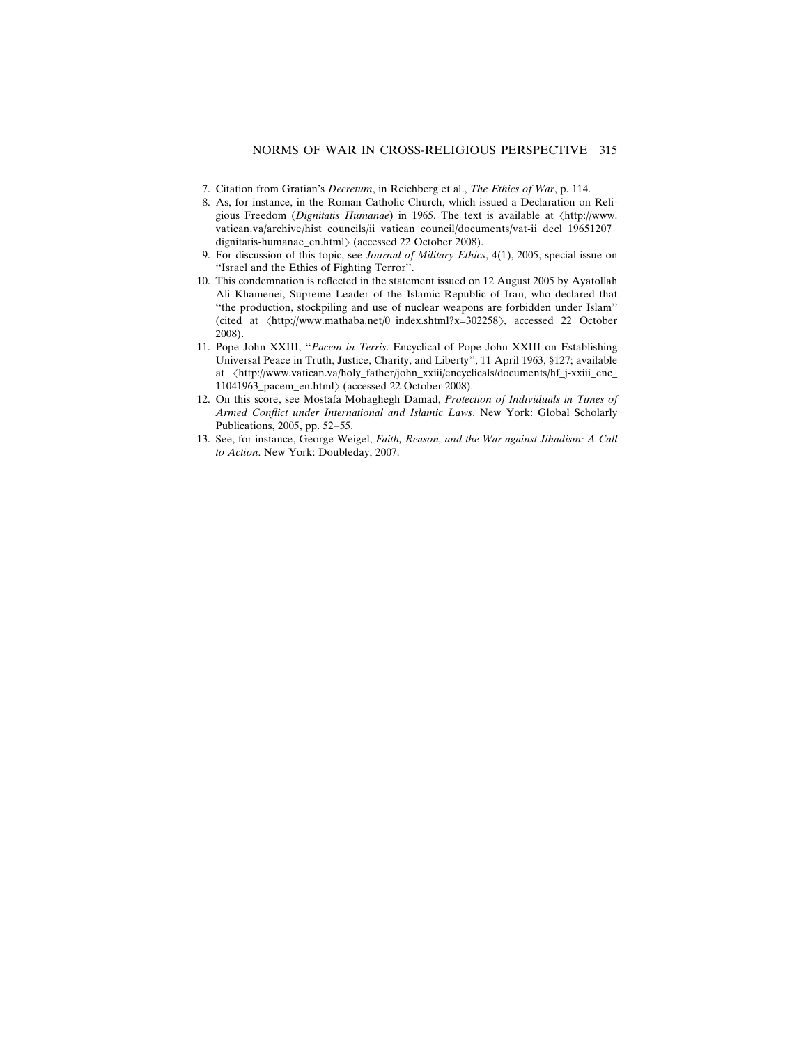7. Citation from Gratian's *Decretum*, in Reichberg et al., *The Ethics of War*, p. 114.
8. As, for instance, in the Roman Catholic Church, which issued a Declaration on Religious Freedom (*Dignitatis Humanae*) in 1965. The text is available at ⟨http://www.vatican.va/archive/hist_councils/ii_vatican_council/documents/vat-ii_decl_19651207_dignitatis-humanae_en.html⟩ (accessed 22 October 2008).
9. For discussion of this topic, see *Journal of Military Ethics*, 4(1), 2005, special issue on "Israel and the Ethics of Fighting Terror".
10. This condemnation is reflected in the statement issued on 12 August 2005 by Ayatollah Ali Khamenei, Supreme Leader of the Islamic Republic of Iran, who declared that "the production, stockpiling and use of nuclear weapons are forbidden under Islam" (cited at ⟨http://www.mathaba.net/0_index.shtml?x=302258⟩, accessed 22 October 2008).
11. Pope John XXIII, "*Pacem in Terris*. Encyclical of Pope John XXIII on Establishing Universal Peace in Truth, Justice, Charity, and Liberty", 11 April 1963, §127; available at ⟨http://www.vatican.va/holy_father/john_xxiii/encyclicals/documents/hf_j-xxiii_enc_11041963_pacem_en.html⟩ (accessed 22 October 2008).
12. On this score, see Mostafa Mohaghegh Damad, *Protection of Individuals in Times of Armed Conflict under International and Islamic Laws*. New York: Global Scholarly Publications, 2005, pp. 52–55.
13. See, for instance, George Weigel, *Faith, Reason, and the War against Jihadism: A Call to Action*. New York: Doubleday, 2007.